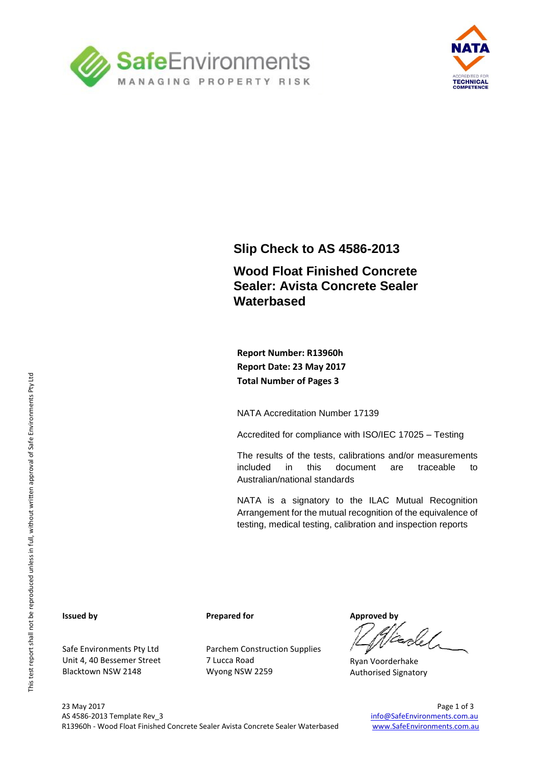# Slip Check to AS 4586-2013

## Wood Float Finished Concrete Sealer: Avista Concrete Sealer Waterbased

**Report Number: R13960h**
**Report Date: 23 May 2017**
**Total Number of Pages 3**

NATA Accreditation Number 17139

Accredited for compliance with ISO/IEC 17025 – Testing

The results of the tests, calibrations and/or measurements included in this document are traceable to Australian/national standards

NATA is a signatory to the ILAC Mutual Recognition Arrangement for the mutual recognition of the equivalence of testing, medical testing, calibration and inspection reports

This test report shall not be reproduced unless in full, without written approval of Safe Environments Pty Ltd

**Issued by**

Safe Environments Pty Ltd
Unit 4, 40 Bessemer Street
Blacktown NSW 2148

**Prepared for**

Parchem Construction Supplies
7 Lucca Road
Wyong NSW 2259

**Approved by**

Ryan Voorderhake
Authorised Signatory

23 May 2017
AS 4586-2013 Template Rev_3
R13960h - Wood Float Finished Concrete Sealer Avista Concrete Sealer Waterbased

info@SafeEnvironments.com.au
www.SafeEnvironments.com.au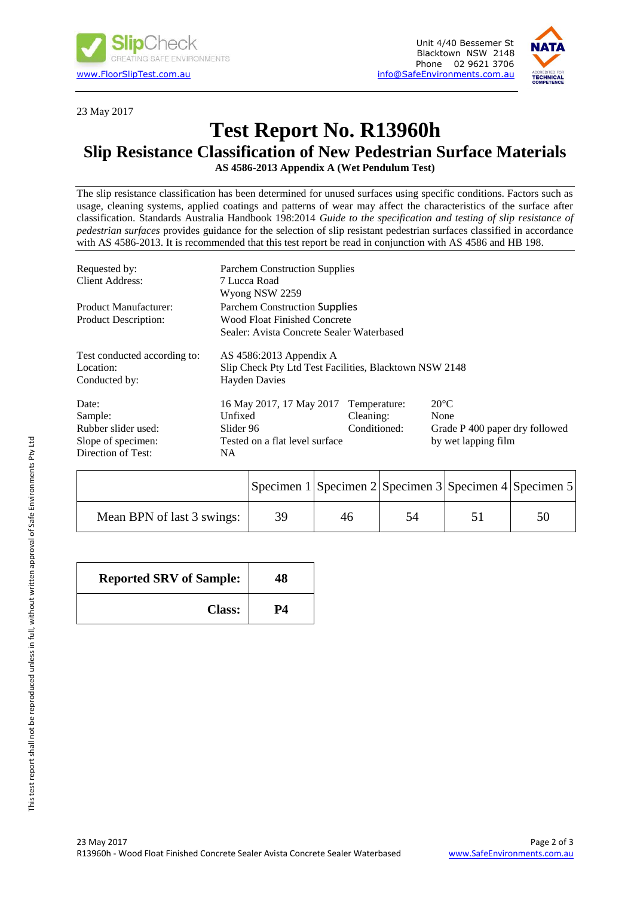SlipCheck
CREATING SAFE ENVIRONMENTS
www.FloorSlipTest.com.au

Unit 4/40 Bessemer St
Blacktown NSW 2148
Phone 02 9621 3706
info@SafeEnvironments.com.au

23 May 2017

# Test Report No. R13960h

## Slip Resistance Classification of New Pedestrian Surface Materials

**AS 4586-2013 Appendix A (Wet Pendulum Test)**

The slip resistance classification has been determined for unused surfaces using specific conditions. Factors such as usage, cleaning systems, applied coatings and patterns of wear may affect the characteristics of the surface after classification. Standards Australia Handbook 198:2014 *Guide to the specification and testing of slip resistance of pedestrian surfaces* provides guidance for the selection of slip resistant pedestrian surfaces classified in accordance with AS 4586-2013. It is recommended that this test report be read in conjunction with AS 4586 and HB 198.

| | |
|---|---|
| Requested by: | Parchem Construction Supplies |
| Client Address: | 7 Lucca Road<br>Wyong NSW 2259 |
| Product Manufacturer: | Parchem Construction Supplies |
| Product Description: | Wood Float Finished Concrete<br>Sealer: Avista Concrete Sealer Waterbased |
| Test conducted according to: | AS 4586:2013 Appendix A |
| Location: | Slip Check Pty Ltd Test Facilities, Blacktown NSW 2148 |
| Conducted by: | Hayden Davies |

| | | | |
|---|---|---|---|
| Date: | 16 May 2017, 17 May 2017 | Temperature: | 20°C |
| Sample: | Unfixed | Cleaning: | None |
| Rubber slider used: | Slider 96 | Conditioned: | Grade P 400 paper dry followed by wet lapping film |
| Slope of specimen: | Tested on a flat level surface | | |
| Direction of Test: | NA | | |

| | Specimen 1 | Specimen 2 | Specimen 3 | Specimen 4 | Specimen 5 |
|---|---|---|---|---|---|
| Mean BPN of last 3 swings: | 39 | 46 | 54 | 51 | 50 |

| | |
|---|---|
| **Reported SRV of Sample:** | **48** |
| **Class:** | **P4** |

This test report shall not be reproduced unless in full, without written approval of Safe Environments Pty Ltd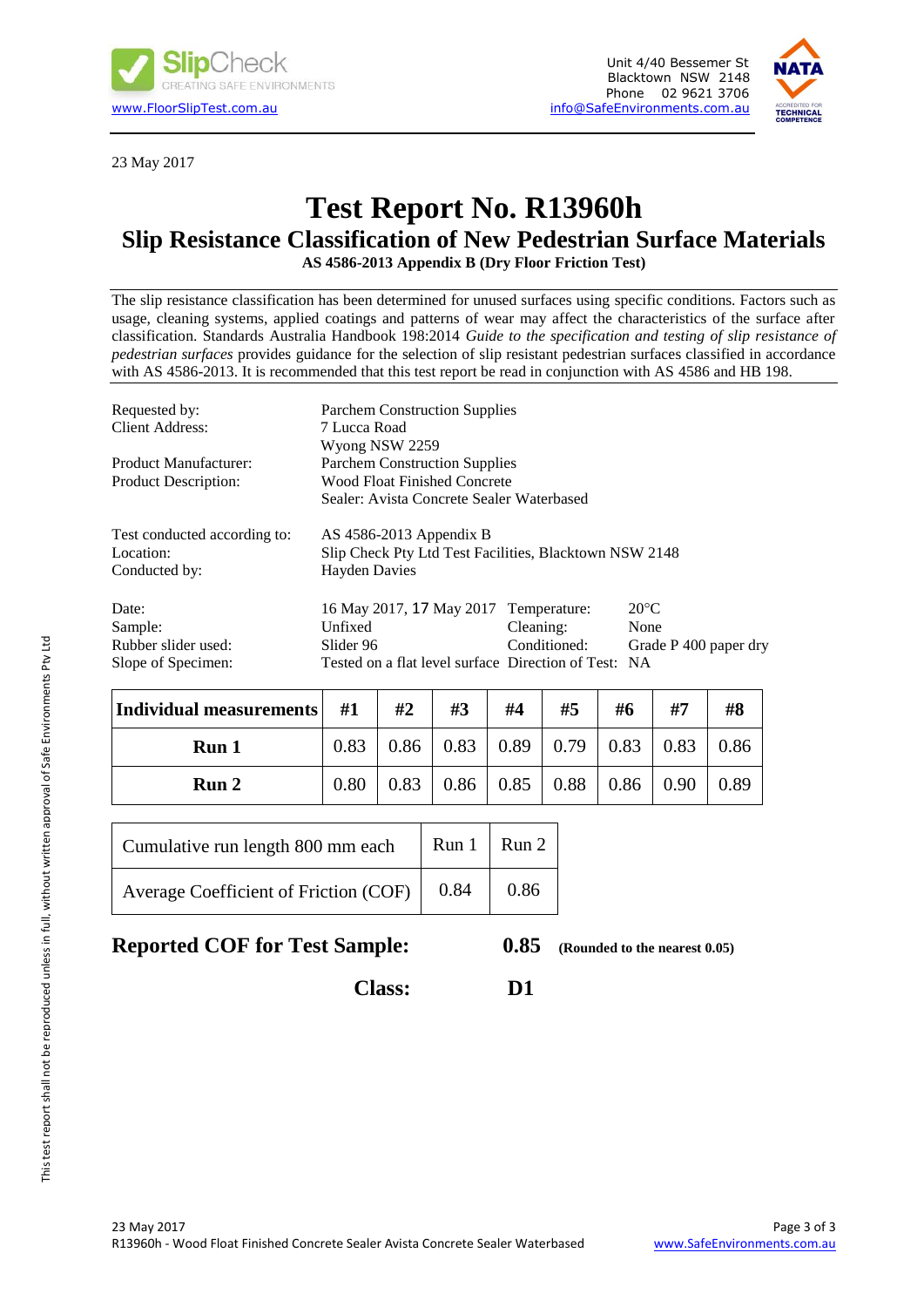SlipCheck
CREATING SAFE ENVIRONMENTS
www.FloorSlipTest.com.au

Unit 4/40 Bessemer St
Blacktown NSW 2148
Phone 02 9621 3706
info@SafeEnvironments.com.au

23 May 2017

# Test Report No. R13960h

## Slip Resistance Classification of New Pedestrian Surface Materials

**AS 4586-2013 Appendix B (Dry Floor Friction Test)**

The slip resistance classification has been determined for unused surfaces using specific conditions. Factors such as usage, cleaning systems, applied coatings and patterns of wear may affect the characteristics of the surface after classification. Standards Australia Handbook 198:2014 *Guide to the specification and testing of slip resistance of pedestrian surfaces* provides guidance for the selection of slip resistant pedestrian surfaces classified in accordance with AS 4586-2013. It is recommended that this test report be read in conjunction with AS 4586 and HB 198.

| | |
|---|---|
| Requested by: | Parchem Construction Supplies |
| Client Address: | 7 Lucca Road<br>Wyong NSW 2259 |
| Product Manufacturer: | Parchem Construction Supplies |
| Product Description: | Wood Float Finished Concrete<br>Sealer: Avista Concrete Sealer Waterbased |
| Test conducted according to: | AS 4586-2013 Appendix B |
| Location: | Slip Check Pty Ltd Test Facilities, Blacktown NSW 2148 |
| Conducted by: | Hayden Davies |

| | | | |
|---|---|---|---|
| Date: | 16 May 2017, 17 May 2017 | Temperature: | 20°C |
| Sample: | Unfixed | Cleaning: | None |
| Rubber slider used: | Slider 96 | Conditioned: | Grade P 400 paper dry |
| Slope of Specimen: | Tested on a flat level surface | Direction of Test: | NA |

| Individual measurements | #1 | #2 | #3 | #4 | #5 | #6 | #7 | #8 |
|---|---|---|---|---|---|---|---|---|
| **Run 1** | 0.83 | 0.86 | 0.83 | 0.89 | 0.79 | 0.83 | 0.83 | 0.86 |
| **Run 2** | 0.80 | 0.83 | 0.86 | 0.85 | 0.88 | 0.86 | 0.90 | 0.89 |

| Cumulative run length 800 mm each | Run 1 | Run 2 |
|---|---|---|
| Average Coefficient of Friction (COF) | 0.84 | 0.86 |

**Reported COF for Test Sample: 0.85** **(Rounded to the nearest 0.05)**

**Class: D1**

This test report shall not be reproduced unless in full, without written approval of Safe Environments Pty Ltd

R13960h - Wood Float Finished Concrete Sealer Avista Concrete Sealer Waterbased